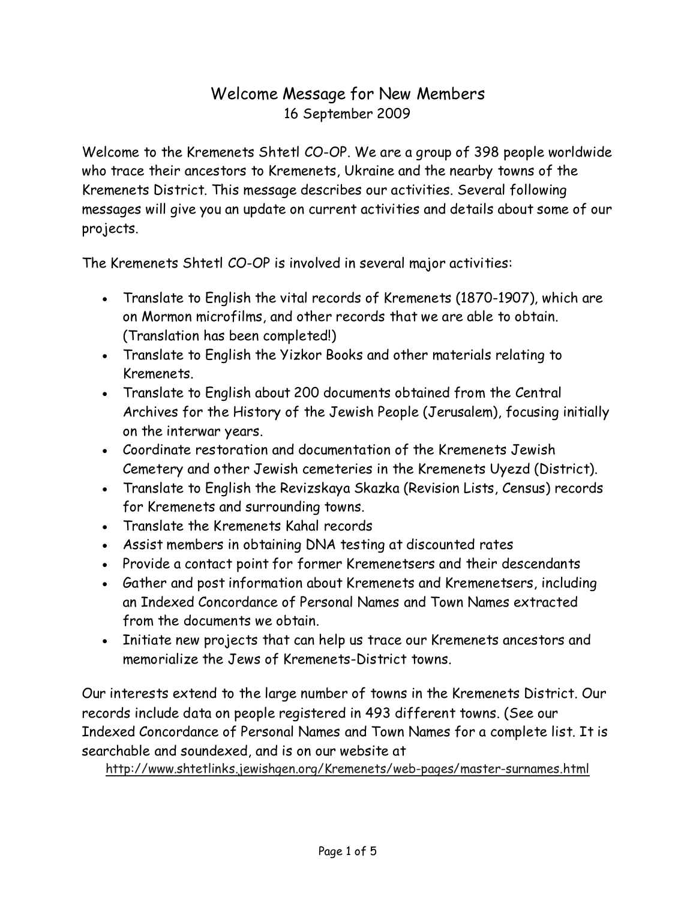# Welcome Message for New Members

16 September 2009

Welcome to the Kremenets Shtetl CO-OP. We are a group of 398 people worldwide who trace their ancestors to Kremenets, Ukraine and the nearby towns of the Kremenets District. This message describes our activities. Several following messages will give you an update on current activities and details about some of our projects.

The Kremenets Shtetl CO-OP is involved in several major activities:

- Translate to English the vital records of Kremenets (1870-1907), which are on Mormon microfilms, and other records that we are able to obtain. (Translation has been completed!)
- Translate to English the Yizkor Books and other materials relating to Kremenets.
- Translate to English about 200 documents obtained from the Central Archives for the History of the Jewish People (Jerusalem), focusing initially on the interwar years.
- Coordinate restoration and documentation of the Kremenets Jewish Cemetery and other Jewish cemeteries in the Kremenets Uyezd (District).
- Translate to English the Revizskaya Skazka (Revision Lists, Census) records for Kremenets and surrounding towns.
- Translate the Kremenets Kahal records
- Assist members in obtaining DNA testing at discounted rates
- Provide a contact point for former Kremenetsers and their descendants
- Gather and post information about Kremenets and Kremenetsers, including an Indexed Concordance of Personal Names and Town Names extracted from the documents we obtain.
- Initiate new projects that can help us trace our Kremenets ancestors and memorialize the Jews of Kremenets-District towns.

Our interests extend to the large number of towns in the Kremenets District. Our records include data on people registered in 493 different towns. (See our Indexed Concordance of Personal Names and Town Names for a complete list. It is searchable and soundexed, and is on our website at

http://www.shtetlinks.jewishgen.org/Kremenets/web-pages/master-surnames.html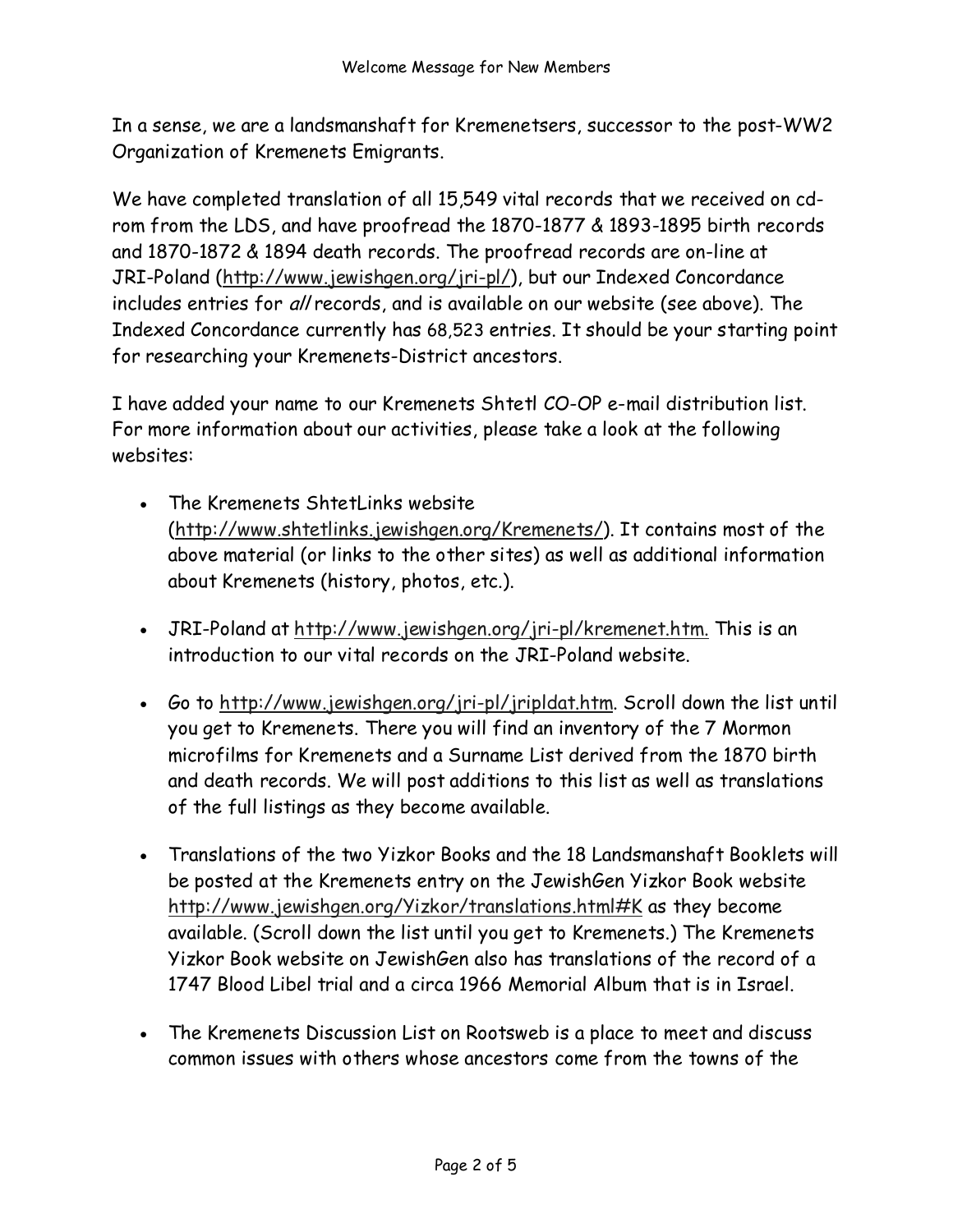In a sense, we are a landsmanshaft for Kremenetsers, successor to the post-WW2 Organization of Kremenets Emigrants.

We have completed translation of all 15,549 vital records that we received on cd-rom from the LDS, and have proofread the 1870-1877 & 1893-1895 birth records and 1870-1872 & 1894 death records. The proofread records are on-line at JRI-Poland (http://www.jewishgen.org/jri-pl/), but our Indexed Concordance includes entries for *all* records, and is available on our website (see above). The Indexed Concordance currently has 68,523 entries. It should be your starting point for researching your Kremenets-District ancestors.

I have added your name to our Kremenets Shtetl CO-OP e-mail distribution list. For more information about our activities, please take a look at the following websites:

- The Kremenets ShtetLinks website (http://www.shtetlinks.jewishgen.org/Kremenets/). It contains most of the above material (or links to the other sites) as well as additional information about Kremenets (history, photos, etc.).

- JRI-Poland at http://www.jewishgen.org/jri-pl/kremenet.htm. This is an introduction to our vital records on the JRI-Poland website.

- Go to http://www.jewishgen.org/jri-pl/jripldat.htm. Scroll down the list until you get to Kremenets. There you will find an inventory of the 7 Mormon microfilms for Kremenets and a Surname List derived from the 1870 birth and death records. We will post additions to this list as well as translations of the full listings as they become available.

- Translations of the two Yizkor Books and the 18 Landsmanshaft Booklets will be posted at the Kremenets entry on the JewishGen Yizkor Book website http://www.jewishgen.org/Yizkor/translations.html#K as they become available. (Scroll down the list until you get to Kremenets.) The Kremenets Yizkor Book website on JewishGen also has translations of the record of a 1747 Blood Libel trial and a circa 1966 Memorial Album that is in Israel.

- The Kremenets Discussion List on Rootsweb is a place to meet and discuss common issues with others whose ancestors come from the towns of the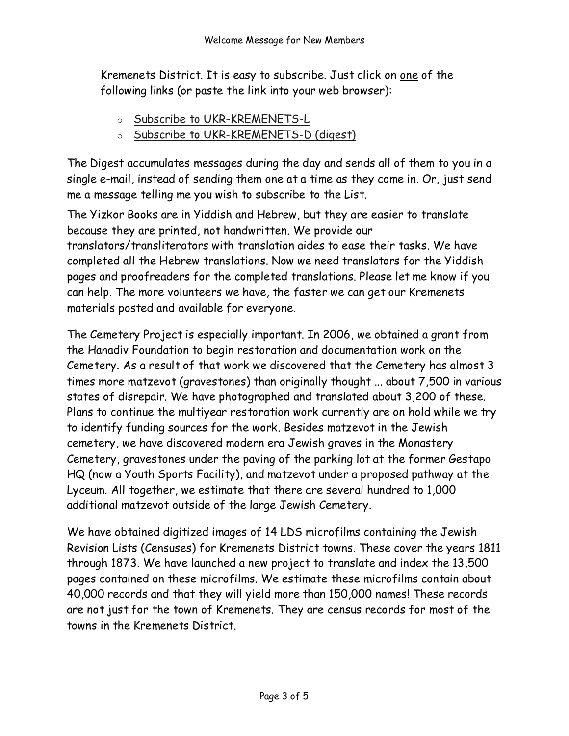Kremenets District. It is easy to subscribe. Just click on <u>one</u> of the following links (or paste the link into your web browser):

- Subscribe to UKR-KREMENETS-L
- Subscribe to UKR-KREMENETS-D (digest)

The Digest accumulates messages during the day and sends all of them to you in a single e-mail, instead of sending them one at a time as they come in. Or, just send me a message telling me you wish to subscribe to the List.

The Yizkor Books are in Yiddish and Hebrew, but they are easier to translate because they are printed, not handwritten. We provide our translators/transliterators with translation aides to ease their tasks. We have completed all the Hebrew translations. Now we need translators for the Yiddish pages and proofreaders for the completed translations. Please let me know if you can help. The more volunteers we have, the faster we can get our Kremenets materials posted and available for everyone.

The Cemetery Project is especially important. In 2006, we obtained a grant from the Hanadiv Foundation to begin restoration and documentation work on the Cemetery. As a result of that work we discovered that the Cemetery has almost 3 times more matzevot (gravestones) than originally thought ... about 7,500 in various states of disrepair. We have photographed and translated about 3,200 of these. Plans to continue the multiyear restoration work currently are on hold while we try to identify funding sources for the work. Besides matzevot in the Jewish cemetery, we have discovered modern era Jewish graves in the Monastery Cemetery, gravestones under the paving of the parking lot at the former Gestapo HQ (now a Youth Sports Facility), and matzevot under a proposed pathway at the Lyceum. All together, we estimate that there are several hundred to 1,000 additional matzevot outside of the large Jewish Cemetery.

We have obtained digitized images of 14 LDS microfilms containing the Jewish Revision Lists (Censuses) for Kremenets District towns. These cover the years 1811 through 1873. We have launched a new project to translate and index the 13,500 pages contained on these microfilms. We estimate these microfilms contain about 40,000 records and that they will yield more than 150,000 names! These records are not just for the town of Kremenets. They are census records for most of the towns in the Kremenets District.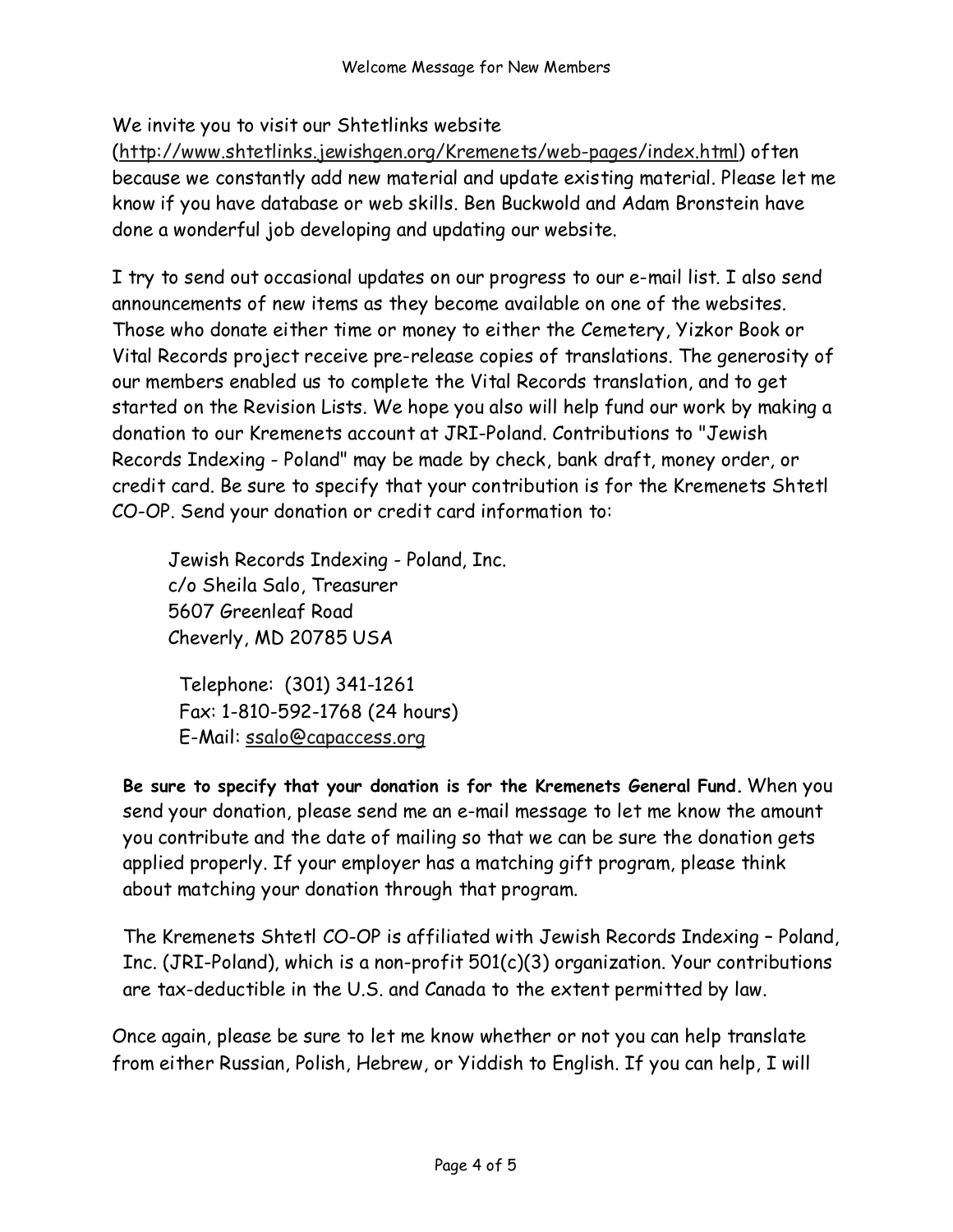We invite you to visit our Shtetlinks website (http://www.shtetlinks.jewishgen.org/Kremenets/web-pages/index.html) often because we constantly add new material and update existing material. Please let me know if you have database or web skills. Ben Buckwold and Adam Bronstein have done a wonderful job developing and updating our website.

I try to send out occasional updates on our progress to our e-mail list. I also send announcements of new items as they become available on one of the websites. Those who donate either time or money to either the Cemetery, Yizkor Book or Vital Records project receive pre-release copies of translations. The generosity of our members enabled us to complete the Vital Records translation, and to get started on the Revision Lists. We hope you also will help fund our work by making a donation to our Kremenets account at JRI-Poland. Contributions to "Jewish Records Indexing - Poland" may be made by check, bank draft, money order, or credit card. Be sure to specify that your contribution is for the Kremenets Shtetl CO-OP. Send your donation or credit card information to:

> Jewish Records Indexing - Poland, Inc.
> c/o Sheila Salo, Treasurer
> 5607 Greenleaf Road
> Cheverly, MD 20785 USA
>
> Telephone: (301) 341-1261
> Fax: 1-810-592-1768 (24 hours)
> E-Mail: ssalo@capaccess.org

**Be sure to specify that your donation is for the Kremenets General Fund.** When you send your donation, please send me an e-mail message to let me know the amount you contribute and the date of mailing so that we can be sure the donation gets applied properly. If your employer has a matching gift program, please think about matching your donation through that program.

The Kremenets Shtetl CO-OP is affiliated with Jewish Records Indexing – Poland, Inc. (JRI-Poland), which is a non-profit 501(c)(3) organization. Your contributions are tax-deductible in the U.S. and Canada to the extent permitted by law.

Once again, please be sure to let me know whether or not you can help translate from either Russian, Polish, Hebrew, or Yiddish to English. If you can help, I will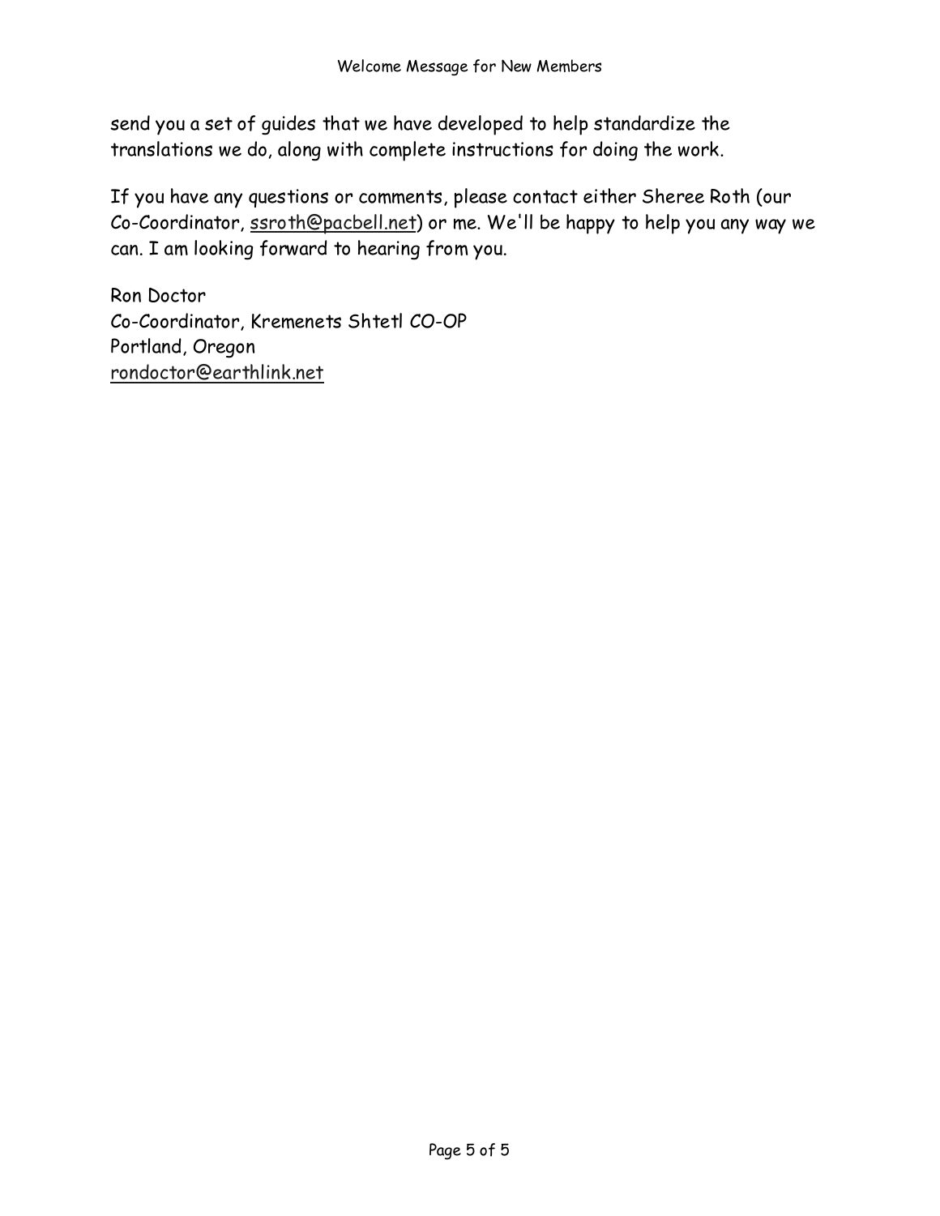send you a set of guides that we have developed to help standardize the translations we do, along with complete instructions for doing the work.

If you have any questions or comments, please contact either Sheree Roth (our Co-Coordinator, ssroth@pacbell.net) or me. We'll be happy to help you any way we can. I am looking forward to hearing from you.

Ron Doctor  
Co-Coordinator, Kremenets Shtetl CO-OP  
Portland, Oregon  
rondoctor@earthlink.net